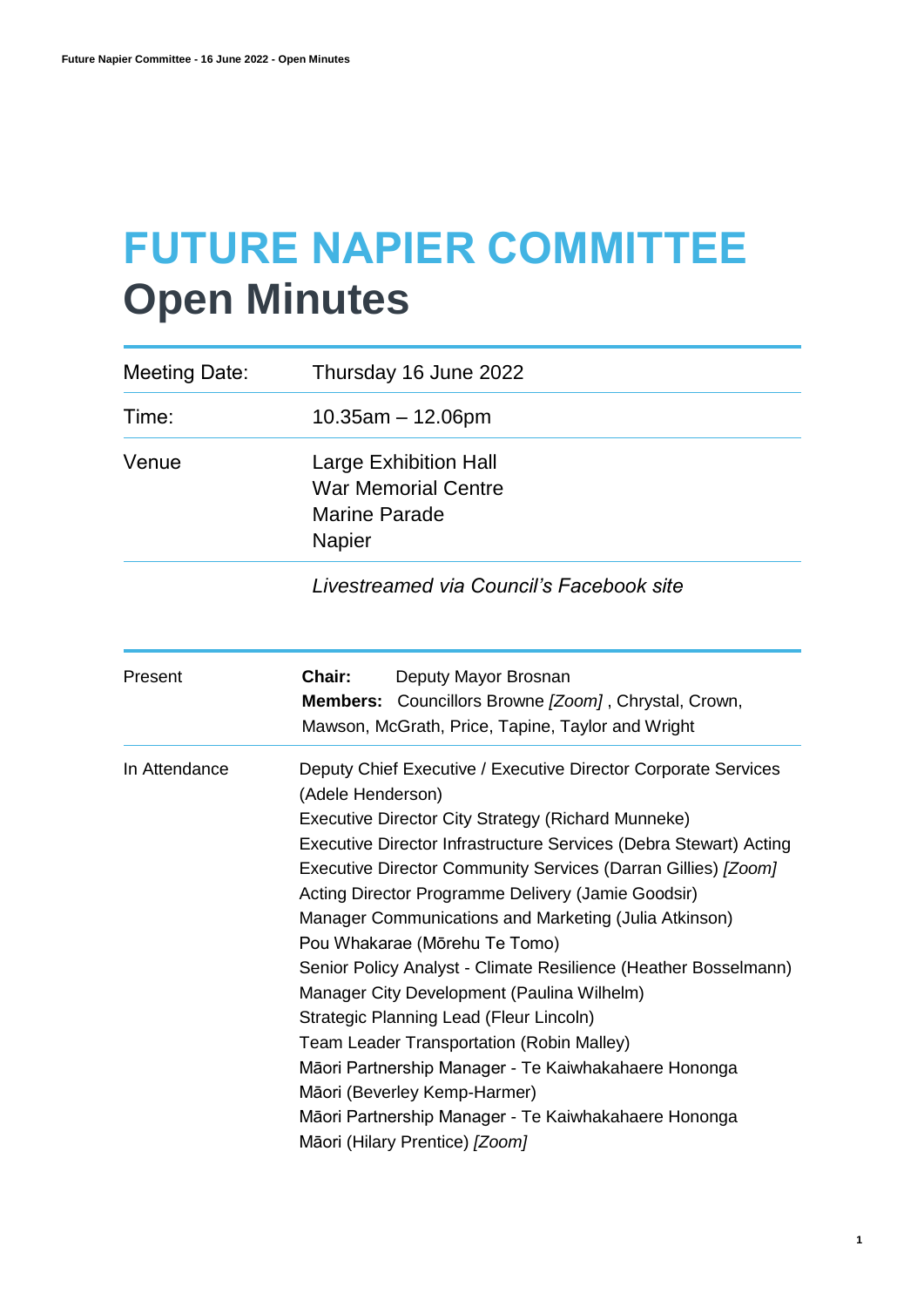# FUTURE NAPIER COMMITTEE
# Open Minutes

| | |
|---|---|
| Meeting Date: | Thursday 16 June 2022 |
| Time: | 10.35am – 12.06pm |
| Venue | Large Exhibition Hall<br>War Memorial Centre<br>Marine Parade<br>Napier |
| | *Livestreamed via Council's Facebook site* |

| | |
|---|---|
| Present | **Chair:** Deputy Mayor Brosnan<br>**Members:** Councillors Browne *[Zoom]* , Chrystal, Crown, Mawson, McGrath, Price, Tapine, Taylor and Wright |
| In Attendance | Deputy Chief Executive / Executive Director Corporate Services (Adele Henderson)<br>Executive Director City Strategy (Richard Munneke)<br>Executive Director Infrastructure Services (Debra Stewart) Acting<br>Executive Director Community Services (Darran Gillies) *[Zoom]*<br>Acting Director Programme Delivery (Jamie Goodsir)<br>Manager Communications and Marketing (Julia Atkinson)<br>Pou Whakarae (Mōrehu Te Tomo)<br>Senior Policy Analyst - Climate Resilience (Heather Bosselmann)<br>Manager City Development (Paulina Wilhelm)<br>Strategic Planning Lead (Fleur Lincoln)<br>Team Leader Transportation (Robin Malley)<br>Māori Partnership Manager - Te Kaiwhakahaere Hononga Māori (Beverley Kemp-Harmer)<br>Māori Partnership Manager - Te Kaiwhakahaere Hononga Māori (Hilary Prentice) *[Zoom]* |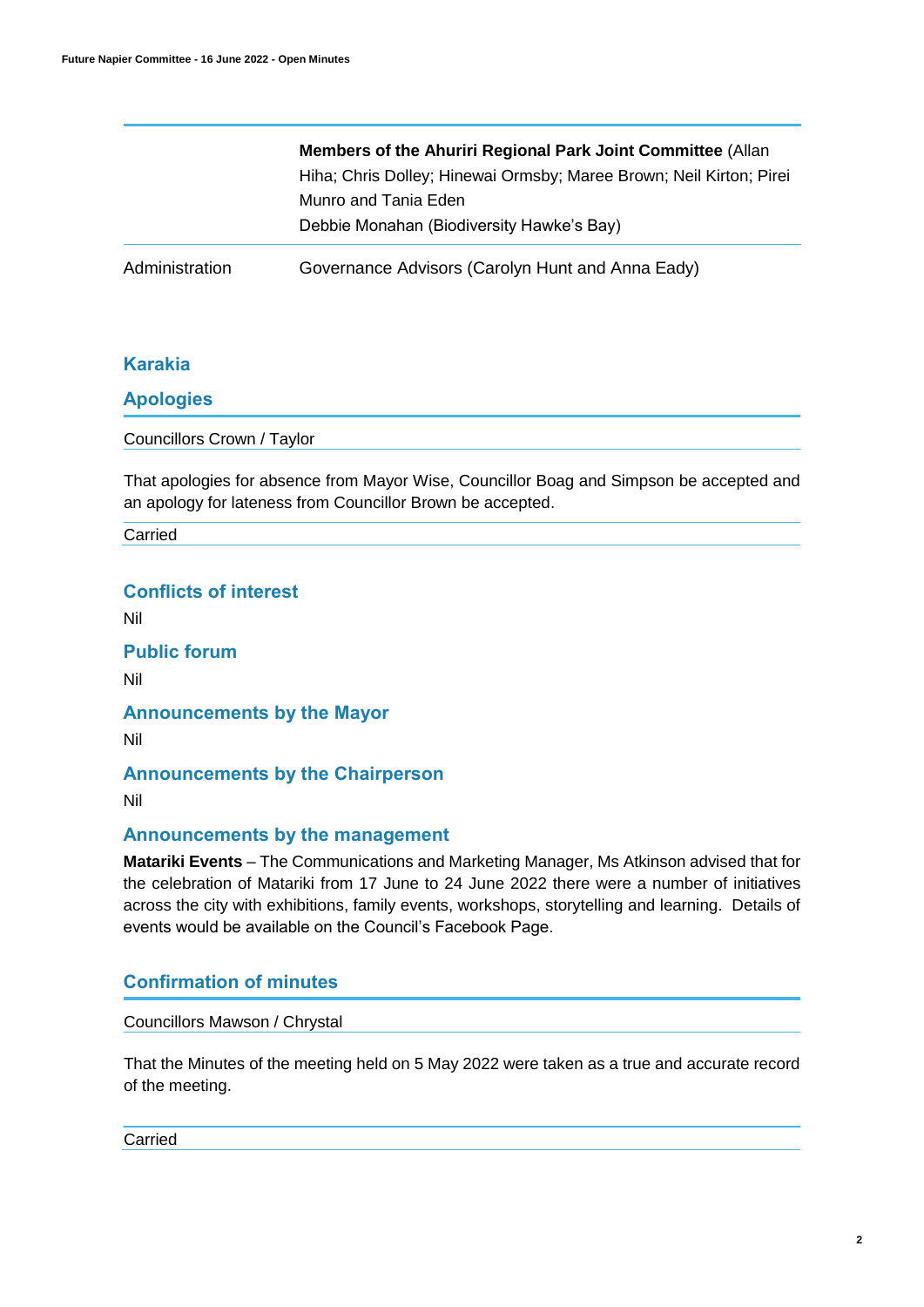| | |
|---|---|
| | **Members of the Ahuriri Regional Park Joint Committee** (Allan Hiha; Chris Dolley; Hinewai Ormsby; Maree Brown; Neil Kirton; Pirei Munro and Tania Eden<br>Debbie Monahan (Biodiversity Hawke's Bay) |
| Administration | Governance Advisors (Carolyn Hunt and Anna Eady) |

## Karakia

## Apologies

Councillors Crown / Taylor

That apologies for absence from Mayor Wise, Councillor Boag and Simpson be accepted and an apology for lateness from Councillor Brown be accepted.

Carried

## Conflicts of interest

Nil

## Public forum

Nil

## Announcements by the Mayor

Nil

## Announcements by the Chairperson

Nil

## Announcements by the management

**Matariki Events** – The Communications and Marketing Manager, Ms Atkinson advised that for the celebration of Matariki from 17 June to 24 June 2022 there were a number of initiatives across the city with exhibitions, family events, workshops, storytelling and learning. Details of events would be available on the Council's Facebook Page.

## Confirmation of minutes

Councillors Mawson / Chrystal

That the Minutes of the meeting held on 5 May 2022 were taken as a true and accurate record of the meeting.

Carried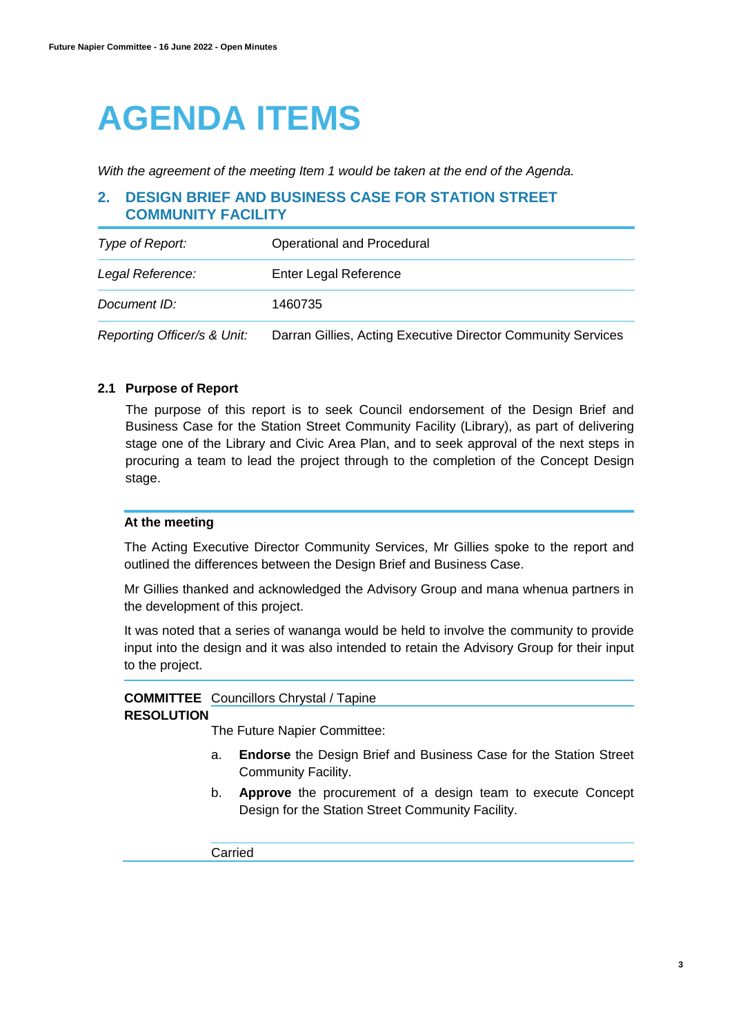# AGENDA ITEMS

*With the agreement of the meeting Item 1 would be taken at the end of the Agenda.*

## 2. DESIGN BRIEF AND BUSINESS CASE FOR STATION STREET COMMUNITY FACILITY

| | |
|---|---|
| *Type of Report:* | Operational and Procedural |
| *Legal Reference:* | Enter Legal Reference |
| *Document ID:* | 1460735 |
| *Reporting Officer/s & Unit:* | Darran Gillies, Acting Executive Director Community Services |

### 2.1 Purpose of Report

The purpose of this report is to seek Council endorsement of the Design Brief and Business Case for the Station Street Community Facility (Library), as part of delivering stage one of the Library and Civic Area Plan, and to seek approval of the next steps in procuring a team to lead the project through to the completion of the Concept Design stage.

**At the meeting**

The Acting Executive Director Community Services, Mr Gillies spoke to the report and outlined the differences between the Design Brief and Business Case.

Mr Gillies thanked and acknowledged the Advisory Group and mana whenua partners in the development of this project.

It was noted that a series of wananga would be held to involve the community to provide input into the design and it was also intended to retain the Advisory Group for their input to the project.

**COMMITTEE RESOLUTION** Councillors Chrystal / Tapine

The Future Napier Committee:

a. **Endorse** the Design Brief and Business Case for the Station Street Community Facility.

b. **Approve** the procurement of a design team to execute Concept Design for the Station Street Community Facility.

Carried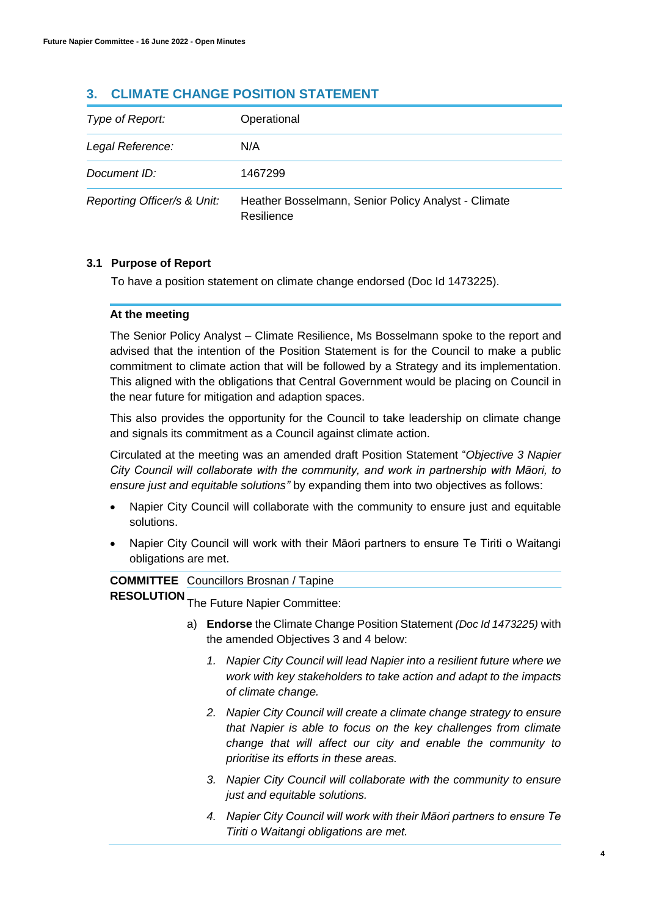## 3. CLIMATE CHANGE POSITION STATEMENT

| | |
|---|---|
| *Type of Report:* | Operational |
| *Legal Reference:* | N/A |
| *Document ID:* | 1467299 |
| *Reporting Officer/s & Unit:* | Heather Bosselmann, Senior Policy Analyst - Climate Resilience |

### 3.1 Purpose of Report

To have a position statement on climate change endorsed (Doc Id 1473225).

**At the meeting**

The Senior Policy Analyst – Climate Resilience, Ms Bosselmann spoke to the report and advised that the intention of the Position Statement is for the Council to make a public commitment to climate action that will be followed by a Strategy and its implementation. This aligned with the obligations that Central Government would be placing on Council in the near future for mitigation and adaption spaces.

This also provides the opportunity for the Council to take leadership on climate change and signals its commitment as a Council against climate action.

Circulated at the meeting was an amended draft Position Statement "*Objective 3 Napier City Council will collaborate with the community, and work in partnership with Māori, to ensure just and equitable solutions"* by expanding them into two objectives as follows:

- Napier City Council will collaborate with the community to ensure just and equitable solutions.
- Napier City Council will work with their Māori partners to ensure Te Tiriti o Waitangi obligations are met.

**COMMITTEE RESOLUTION** Councillors Brosnan / Tapine

The Future Napier Committee:

a) **Endorse** the Climate Change Position Statement *(Doc Id 1473225)* with the amended Objectives 3 and 4 below:

1. *Napier City Council will lead Napier into a resilient future where we work with key stakeholders to take action and adapt to the impacts of climate change.*
2. *Napier City Council will create a climate change strategy to ensure that Napier is able to focus on the key challenges from climate change that will affect our city and enable the community to prioritise its efforts in these areas.*
3. *Napier City Council will collaborate with the community to ensure just and equitable solutions.*
4. *Napier City Council will work with their Māori partners to ensure Te Tiriti o Waitangi obligations are met.*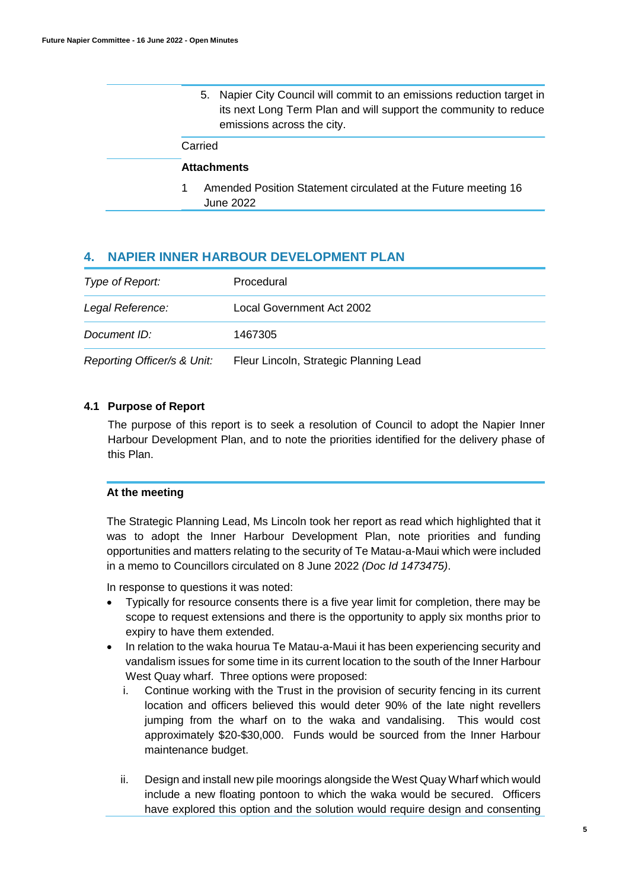5. Napier City Council will commit to an emissions reduction target in its next Long Term Plan and will support the community to reduce emissions across the city.

Carried

**Attachments**

1 Amended Position Statement circulated at the Future meeting 16 June 2022

## 4. NAPIER INNER HARBOUR DEVELOPMENT PLAN

| | |
|---|---|
| *Type of Report:* | Procedural |
| *Legal Reference:* | Local Government Act 2002 |
| *Document ID:* | 1467305 |
| *Reporting Officer/s & Unit:* | Fleur Lincoln, Strategic Planning Lead |

### 4.1 Purpose of Report

The purpose of this report is to seek a resolution of Council to adopt the Napier Inner Harbour Development Plan, and to note the priorities identified for the delivery phase of this Plan.

**At the meeting**

The Strategic Planning Lead, Ms Lincoln took her report as read which highlighted that it was to adopt the Inner Harbour Development Plan, note priorities and funding opportunities and matters relating to the security of Te Matau-a-Maui which were included in a memo to Councillors circulated on 8 June 2022 *(Doc Id 1473475)*.

In response to questions it was noted:

- Typically for resource consents there is a five year limit for completion, there may be scope to request extensions and there is the opportunity to apply six months prior to expiry to have them extended.
- In relation to the waka hourua Te Matau-a-Maui it has been experiencing security and vandalism issues for some time in its current location to the south of the Inner Harbour West Quay wharf. Three options were proposed:
  i. Continue working with the Trust in the provision of security fencing in its current location and officers believed this would deter 90% of the late night revellers jumping from the wharf on to the waka and vandalising. This would cost approximately $20-$30,000. Funds would be sourced from the Inner Harbour maintenance budget.
  ii. Design and install new pile moorings alongside the West Quay Wharf which would include a new floating pontoon to which the waka would be secured. Officers have explored this option and the solution would require design and consenting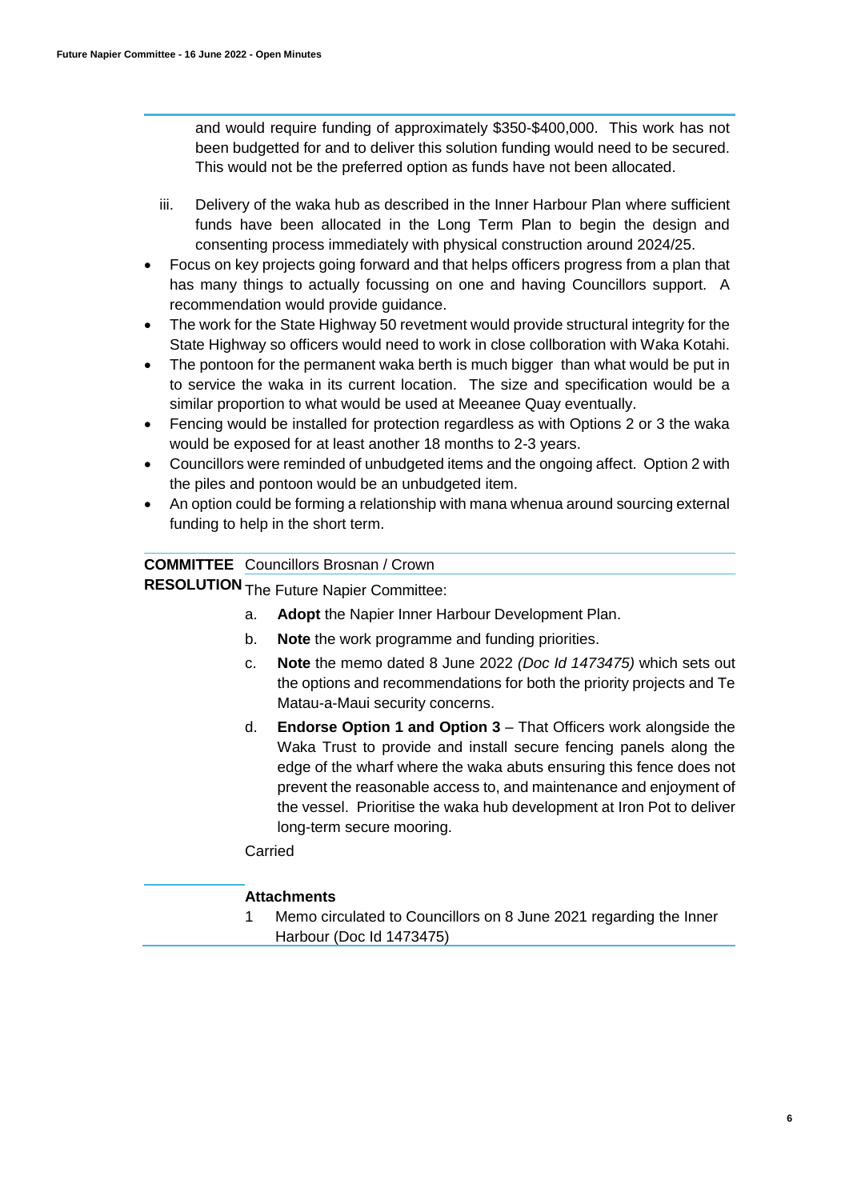and would require funding of approximately $350-$400,000. This work has not been budgetted for and to deliver this solution funding would need to be secured. This would not be the preferred option as funds have not been allocated.

iii. Delivery of the waka hub as described in the Inner Harbour Plan where sufficient funds have been allocated in the Long Term Plan to begin the design and consenting process immediately with physical construction around 2024/25.

- Focus on key projects going forward and that helps officers progress from a plan that has many things to actually focussing on one and having Councillors support. A recommendation would provide guidance.
- The work for the State Highway 50 revetment would provide structural integrity for the State Highway so officers would need to work in close collboration with Waka Kotahi.
- The pontoon for the permanent waka berth is much bigger than what would be put in to service the waka in its current location. The size and specification would be a similar proportion to what would be used at Meeanee Quay eventually.
- Fencing would be installed for protection regardless as with Options 2 or 3 the waka would be exposed for at least another 18 months to 2-3 years.
- Councillors were reminded of unbudgeted items and the ongoing affect. Option 2 with the piles and pontoon would be an unbudgeted item.
- An option could be forming a relationship with mana whenua around sourcing external funding to help in the short term.

**COMMITTEE RESOLUTION** Councillors Brosnan / Crown

The Future Napier Committee:

a. **Adopt** the Napier Inner Harbour Development Plan.

b. **Note** the work programme and funding priorities.

c. **Note** the memo dated 8 June 2022 *(Doc Id 1473475)* which sets out the options and recommendations for both the priority projects and Te Matau-a-Maui security concerns.

d. **Endorse Option 1 and Option 3** – That Officers work alongside the Waka Trust to provide and install secure fencing panels along the edge of the wharf where the waka abuts ensuring this fence does not prevent the reasonable access to, and maintenance and enjoyment of the vessel. Prioritise the waka hub development at Iron Pot to deliver long-term secure mooring.

Carried

**Attachments**

1 Memo circulated to Councillors on 8 June 2021 regarding the Inner Harbour (Doc Id 1473475)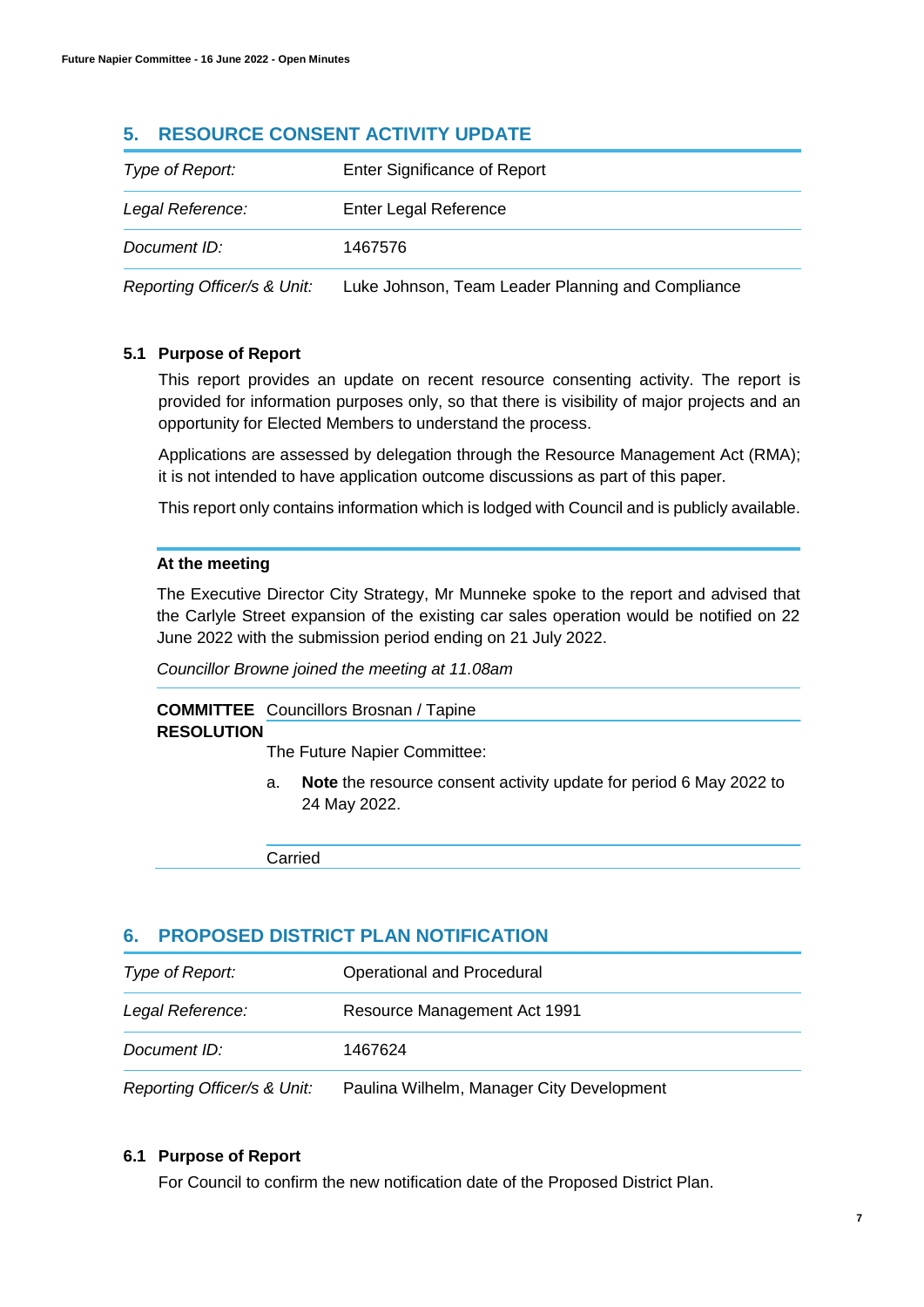## 5. RESOURCE CONSENT ACTIVITY UPDATE

| | |
|---|---|
| *Type of Report:* | Enter Significance of Report |
| *Legal Reference:* | Enter Legal Reference |
| *Document ID:* | 1467576 |
| *Reporting Officer/s & Unit:* | Luke Johnson, Team Leader Planning and Compliance |

### 5.1 Purpose of Report

This report provides an update on recent resource consenting activity. The report is provided for information purposes only, so that there is visibility of major projects and an opportunity for Elected Members to understand the process.

Applications are assessed by delegation through the Resource Management Act (RMA); it is not intended to have application outcome discussions as part of this paper.

This report only contains information which is lodged with Council and is publicly available.

**At the meeting**

The Executive Director City Strategy, Mr Munneke spoke to the report and advised that the Carlyle Street expansion of the existing car sales operation would be notified on 22 June 2022 with the submission period ending on 21 July 2022.

*Councillor Browne joined the meeting at 11.08am*

**COMMITTEE RESOLUTION** Councillors Brosnan / Tapine

The Future Napier Committee:

a. **Note** the resource consent activity update for period 6 May 2022 to 24 May 2022.

Carried

## 6. PROPOSED DISTRICT PLAN NOTIFICATION

| | |
|---|---|
| *Type of Report:* | Operational and Procedural |
| *Legal Reference:* | Resource Management Act 1991 |
| *Document ID:* | 1467624 |
| *Reporting Officer/s & Unit:* | Paulina Wilhelm, Manager City Development |

### 6.1 Purpose of Report

For Council to confirm the new notification date of the Proposed District Plan.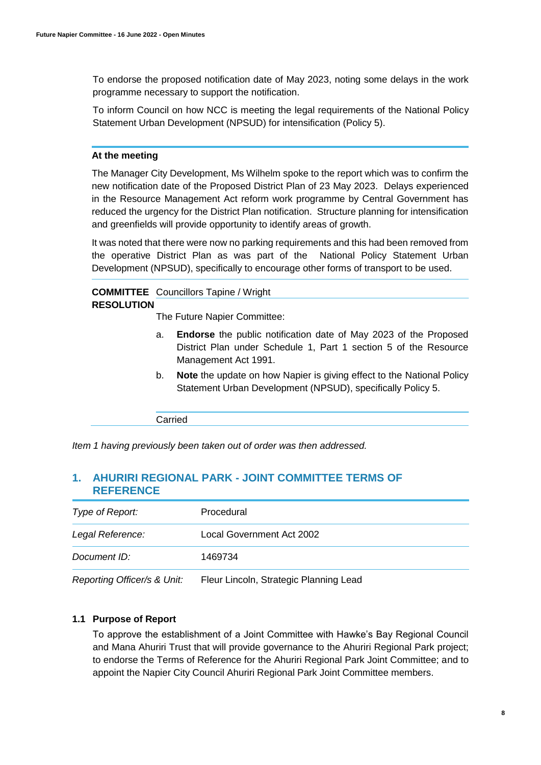To endorse the proposed notification date of May 2023, noting some delays in the work programme necessary to support the notification.

To inform Council on how NCC is meeting the legal requirements of the National Policy Statement Urban Development (NPSUD) for intensification (Policy 5).

**At the meeting**

The Manager City Development, Ms Wilhelm spoke to the report which was to confirm the new notification date of the Proposed District Plan of 23 May 2023. Delays experienced in the Resource Management Act reform work programme by Central Government has reduced the urgency for the District Plan notification. Structure planning for intensification and greenfields will provide opportunity to identify areas of growth.

It was noted that there were now no parking requirements and this had been removed from the operative District Plan as was part of the National Policy Statement Urban Development (NPSUD), specifically to encourage other forms of transport to be used.

**COMMITTEE RESOLUTION** Councillors Tapine / Wright

The Future Napier Committee:

a. **Endorse** the public notification date of May 2023 of the Proposed District Plan under Schedule 1, Part 1 section 5 of the Resource Management Act 1991.

b. **Note** the update on how Napier is giving effect to the National Policy Statement Urban Development (NPSUD), specifically Policy 5.

Carried

*Item 1 having previously been taken out of order was then addressed.*

## 1. AHURIRI REGIONAL PARK - JOINT COMMITTEE TERMS OF REFERENCE

| | |
|---|---|
| *Type of Report:* | Procedural |
| *Legal Reference:* | Local Government Act 2002 |
| *Document ID:* | 1469734 |
| *Reporting Officer/s & Unit:* | Fleur Lincoln, Strategic Planning Lead |

### 1.1 Purpose of Report

To approve the establishment of a Joint Committee with Hawke's Bay Regional Council and Mana Ahuriri Trust that will provide governance to the Ahuriri Regional Park project; to endorse the Terms of Reference for the Ahuriri Regional Park Joint Committee; and to appoint the Napier City Council Ahuriri Regional Park Joint Committee members.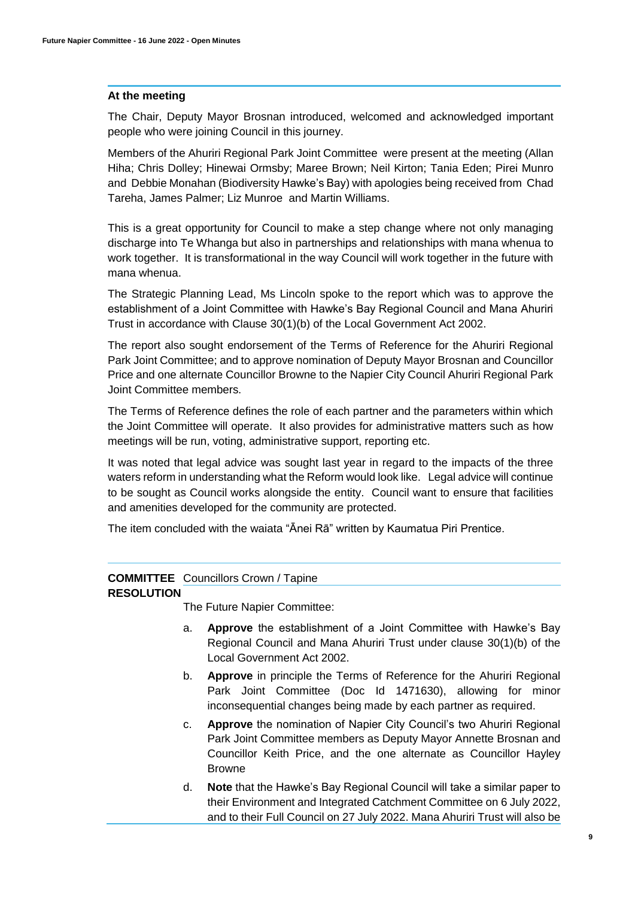### At the meeting

The Chair, Deputy Mayor Brosnan introduced, welcomed and acknowledged important people who were joining Council in this journey.

Members of the Ahuriri Regional Park Joint Committee were present at the meeting (Allan Hiha; Chris Dolley; Hinewai Ormsby; Maree Brown; Neil Kirton; Tania Eden; Pirei Munro and Debbie Monahan (Biodiversity Hawke's Bay) with apologies being received from Chad Tareha, James Palmer; Liz Munroe and Martin Williams.

This is a great opportunity for Council to make a step change where not only managing discharge into Te Whanga but also in partnerships and relationships with mana whenua to work together. It is transformational in the way Council will work together in the future with mana whenua.

The Strategic Planning Lead, Ms Lincoln spoke to the report which was to approve the establishment of a Joint Committee with Hawke's Bay Regional Council and Mana Ahuriri Trust in accordance with Clause 30(1)(b) of the Local Government Act 2002.

The report also sought endorsement of the Terms of Reference for the Ahuriri Regional Park Joint Committee; and to approve nomination of Deputy Mayor Brosnan and Councillor Price and one alternate Councillor Browne to the Napier City Council Ahuriri Regional Park Joint Committee members.

The Terms of Reference defines the role of each partner and the parameters within which the Joint Committee will operate. It also provides for administrative matters such as how meetings will be run, voting, administrative support, reporting etc.

It was noted that legal advice was sought last year in regard to the impacts of the three waters reform in understanding what the Reform would look like. Legal advice will continue to be sought as Council works alongside the entity. Council want to ensure that facilities and amenities developed for the community are protected.

The item concluded with the waiata "Ānei Rā" written by Kaumatua Piri Prentice.

**COMMITTEE RESOLUTION** Councillors Crown / Tapine

The Future Napier Committee:

a. **Approve** the establishment of a Joint Committee with Hawke's Bay Regional Council and Mana Ahuriri Trust under clause 30(1)(b) of the Local Government Act 2002.

b. **Approve** in principle the Terms of Reference for the Ahuriri Regional Park Joint Committee (Doc Id 1471630), allowing for minor inconsequential changes being made by each partner as required.

c. **Approve** the nomination of Napier City Council's two Ahuriri Regional Park Joint Committee members as Deputy Mayor Annette Brosnan and Councillor Keith Price, and the one alternate as Councillor Hayley Browne

d. **Note** that the Hawke's Bay Regional Council will take a similar paper to their Environment and Integrated Catchment Committee on 6 July 2022, and to their Full Council on 27 July 2022. Mana Ahuriri Trust will also be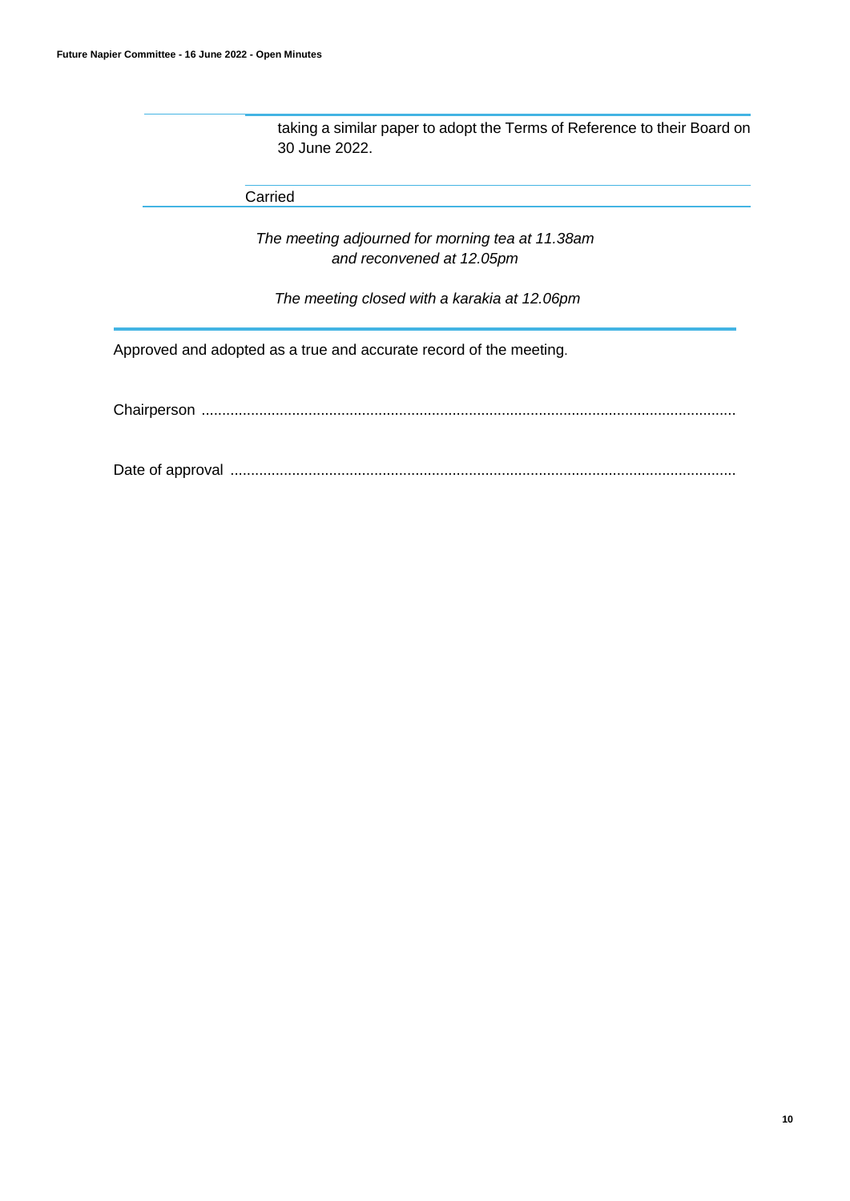taking a similar paper to adopt the Terms of Reference to their Board on 30 June 2022.

Carried

*The meeting adjourned for morning tea at 11.38am and reconvened at 12.05pm*

*The meeting closed with a karakia at 12.06pm*

---

Approved and adopted as a true and accurate record of the meeting.

Chairperson ..................................................................................................................................

Date of approval ..........................................................................................................................